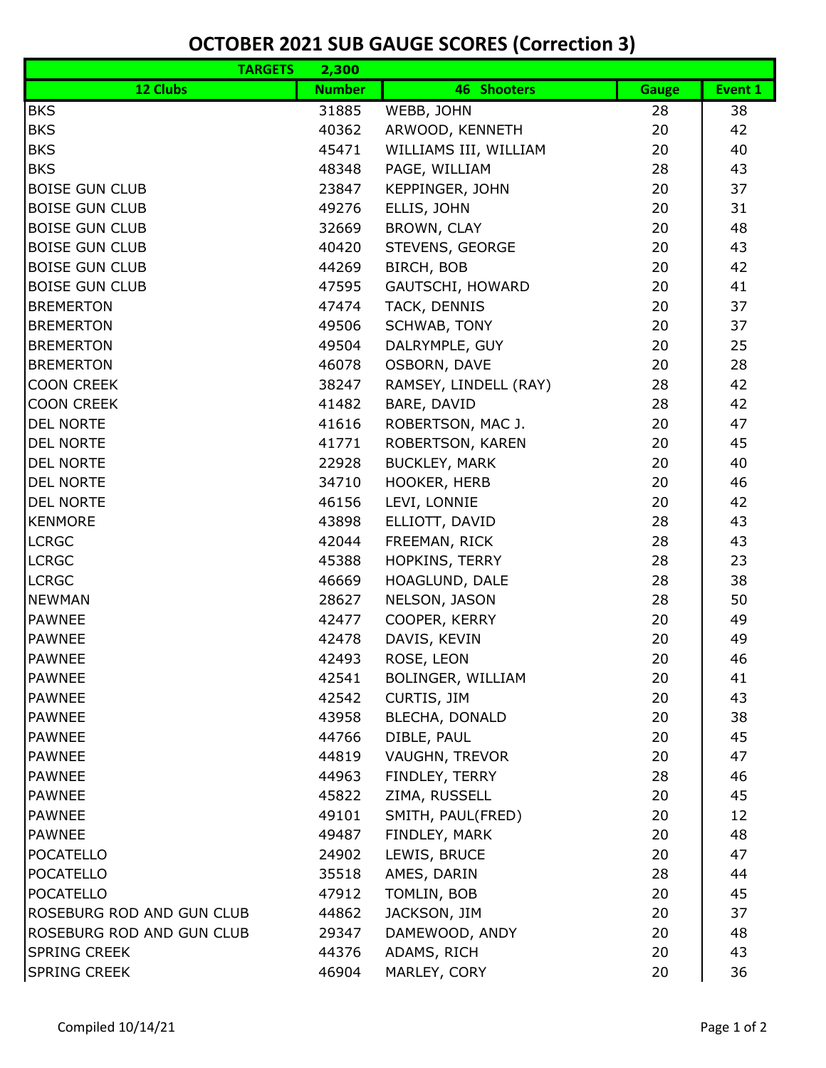# OCTOBER 2021 SUB GAUGE SCORES (Correction 3)

| TARGETS 2,300 | | | | |
|---|---|---|---|---|
| **12 Clubs** | **Number** | **46 Shooters** | **Gauge** | **Event 1** |
| BKS | 31885 | WEBB, JOHN | 28 | 38 |
| BKS | 40362 | ARWOOD, KENNETH | 20 | 42 |
| BKS | 45471 | WILLIAMS III, WILLIAM | 20 | 40 |
| BKS | 48348 | PAGE, WILLIAM | 28 | 43 |
| BOISE GUN CLUB | 23847 | KEPPINGER, JOHN | 20 | 37 |
| BOISE GUN CLUB | 49276 | ELLIS, JOHN | 20 | 31 |
| BOISE GUN CLUB | 32669 | BROWN, CLAY | 20 | 48 |
| BOISE GUN CLUB | 40420 | STEVENS, GEORGE | 20 | 43 |
| BOISE GUN CLUB | 44269 | BIRCH, BOB | 20 | 42 |
| BOISE GUN CLUB | 47595 | GAUTSCHI, HOWARD | 20 | 41 |
| BREMERTON | 47474 | TACK, DENNIS | 20 | 37 |
| BREMERTON | 49506 | SCHWAB, TONY | 20 | 37 |
| BREMERTON | 49504 | DALRYMPLE, GUY | 20 | 25 |
| BREMERTON | 46078 | OSBORN, DAVE | 20 | 28 |
| COON CREEK | 38247 | RAMSEY, LINDELL (RAY) | 28 | 42 |
| COON CREEK | 41482 | BARE, DAVID | 28 | 42 |
| DEL NORTE | 41616 | ROBERTSON, MAC J. | 20 | 47 |
| DEL NORTE | 41771 | ROBERTSON, KAREN | 20 | 45 |
| DEL NORTE | 22928 | BUCKLEY, MARK | 20 | 40 |
| DEL NORTE | 34710 | HOOKER, HERB | 20 | 46 |
| DEL NORTE | 46156 | LEVI, LONNIE | 20 | 42 |
| KENMORE | 43898 | ELLIOTT, DAVID | 28 | 43 |
| LCRGC | 42044 | FREEMAN, RICK | 28 | 43 |
| LCRGC | 45388 | HOPKINS, TERRY | 28 | 23 |
| LCRGC | 46669 | HOAGLUND, DALE | 28 | 38 |
| NEWMAN | 28627 | NELSON, JASON | 28 | 50 |
| PAWNEE | 42477 | COOPER, KERRY | 20 | 49 |
| PAWNEE | 42478 | DAVIS, KEVIN | 20 | 49 |
| PAWNEE | 42493 | ROSE, LEON | 20 | 46 |
| PAWNEE | 42541 | BOLINGER, WILLIAM | 20 | 41 |
| PAWNEE | 42542 | CURTIS, JIM | 20 | 43 |
| PAWNEE | 43958 | BLECHA, DONALD | 20 | 38 |
| PAWNEE | 44766 | DIBLE, PAUL | 20 | 45 |
| PAWNEE | 44819 | VAUGHN, TREVOR | 20 | 47 |
| PAWNEE | 44963 | FINDLEY, TERRY | 28 | 46 |
| PAWNEE | 45822 | ZIMA, RUSSELL | 20 | 45 |
| PAWNEE | 49101 | SMITH, PAUL(FRED) | 20 | 12 |
| PAWNEE | 49487 | FINDLEY, MARK | 20 | 48 |
| POCATELLO | 24902 | LEWIS, BRUCE | 20 | 47 |
| POCATELLO | 35518 | AMES, DARIN | 28 | 44 |
| POCATELLO | 47912 | TOMLIN, BOB | 20 | 45 |
| ROSEBURG ROD AND GUN CLUB | 44862 | JACKSON, JIM | 20 | 37 |
| ROSEBURG ROD AND GUN CLUB | 29347 | DAMEWOOD, ANDY | 20 | 48 |
| SPRING CREEK | 44376 | ADAMS, RICH | 20 | 43 |
| SPRING CREEK | 46904 | MARLEY, CORY | 20 | 36 |

Compiled 10/14/21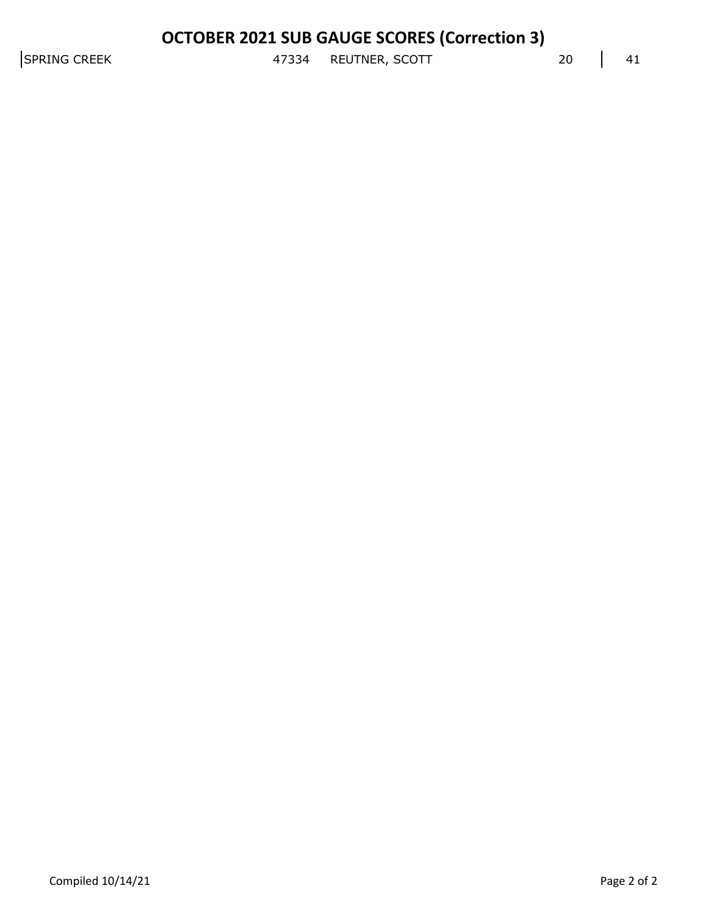# OCTOBER 2021 SUB GAUGE SCORES (Correction 3)

| | | | | |
|---|---|---|---|---|
| SPRING CREEK | 47334 | REUTNER, SCOTT | 20 | 41 |

Compiled 10/14/21